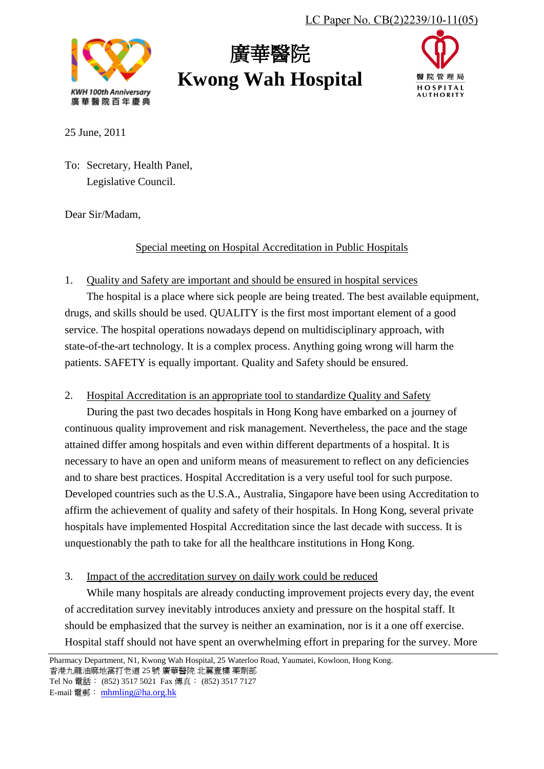LC Paper No. CB(2)2239/10-11(05)

廣華醫院

# Kwong Wah Hospital

25 June, 2011

To: Secretary, Health Panel,
Legislative Council.

Dear Sir/Madam,

Special meeting on Hospital Accreditation in Public Hospitals

1. Quality and Safety are important and should be ensured in hospital services

The hospital is a place where sick people are being treated. The best available equipment, drugs, and skills should be used. QUALITY is the first most important element of a good service. The hospital operations nowadays depend on multidisciplinary approach, with state-of-the-art technology. It is a complex process. Anything going wrong will harm the patients. SAFETY is equally important. Quality and Safety should be ensured.

2. Hospital Accreditation is an appropriate tool to standardize Quality and Safety

During the past two decades hospitals in Hong Kong have embarked on a journey of continuous quality improvement and risk management. Nevertheless, the pace and the stage attained differ among hospitals and even within different departments of a hospital. It is necessary to have an open and uniform means of measurement to reflect on any deficiencies and to share best practices. Hospital Accreditation is a very useful tool for such purpose. Developed countries such as the U.S.A., Australia, Singapore have been using Accreditation to affirm the achievement of quality and safety of their hospitals. In Hong Kong, several private hospitals have implemented Hospital Accreditation since the last decade with success. It is unquestionably the path to take for all the healthcare institutions in Hong Kong.

3. Impact of the accreditation survey on daily work could be reduced

While many hospitals are already conducting improvement projects every day, the event of accreditation survey inevitably introduces anxiety and pressure on the hospital staff. It should be emphasized that the survey is neither an examination, nor is it a one off exercise. Hospital staff should not have spent an overwhelming effort in preparing for the survey. More

Pharmacy Department, N1, Kwong Wah Hospital, 25 Waterloo Road, Yaumatei, Kowloon, Hong Kong.
香港九龍油麻地窩打老道 25 號 廣華醫院 北翼壹樓 藥劑部
Tel No 電話： (852) 3517 5021 Fax 傳真： (852) 3517 7127
E-mail 電郵： mhmling@ha.org.hk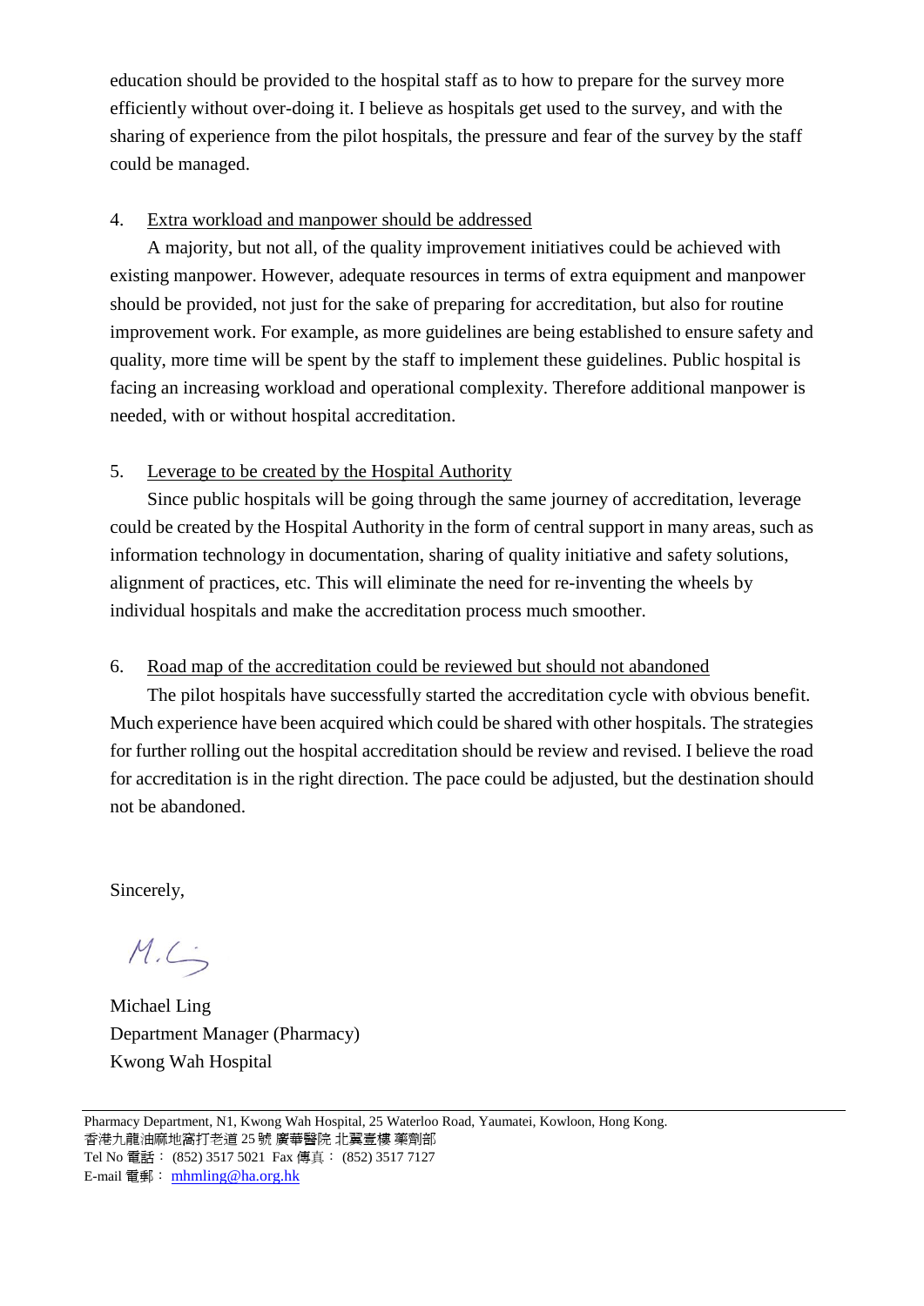education should be provided to the hospital staff as to how to prepare for the survey more efficiently without over-doing it. I believe as hospitals get used to the survey, and with the sharing of experience from the pilot hospitals, the pressure and fear of the survey by the staff could be managed.

4. <u>Extra workload and manpower should be addressed</u>

A majority, but not all, of the quality improvement initiatives could be achieved with existing manpower. However, adequate resources in terms of extra equipment and manpower should be provided, not just for the sake of preparing for accreditation, but also for routine improvement work. For example, as more guidelines are being established to ensure safety and quality, more time will be spent by the staff to implement these guidelines. Public hospital is facing an increasing workload and operational complexity. Therefore additional manpower is needed, with or without hospital accreditation.

5. <u>Leverage to be created by the Hospital Authority</u>

Since public hospitals will be going through the same journey of accreditation, leverage could be created by the Hospital Authority in the form of central support in many areas, such as information technology in documentation, sharing of quality initiative and safety solutions, alignment of practices, etc. This will eliminate the need for re-inventing the wheels by individual hospitals and make the accreditation process much smoother.

6. <u>Road map of the accreditation could be reviewed but should not abandoned</u>

The pilot hospitals have successfully started the accreditation cycle with obvious benefit. Much experience have been acquired which could be shared with other hospitals. The strategies for further rolling out the hospital accreditation should be review and revised. I believe the road for accreditation is in the right direction. The pace could be adjusted, but the destination should not be abandoned.

Sincerely,

M.L

Michael Ling
Department Manager (Pharmacy)
Kwong Wah Hospital

Pharmacy Department, N1, Kwong Wah Hospital, 25 Waterloo Road, Yaumatei, Kowloon, Hong Kong.
香港九龍油麻地窩打老道 25 號 廣華醫院 北翼壹樓 藥劑部
Tel No 電話： (852) 3517 5021 Fax 傳真： (852) 3517 7127
E-mail 電郵： mhmling@ha.org.hk